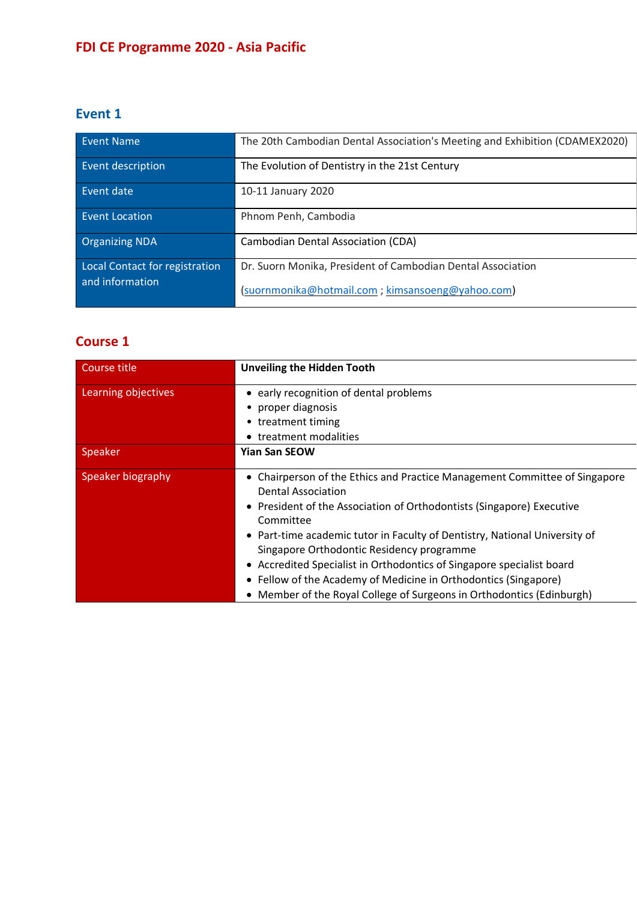# FDI CE Programme 2020 - Asia Pacific

## Event 1

| Event Name | The 20th Cambodian Dental Association's Meeting and Exhibition (CDAMEX2020) |
|---|---|
| Event description | The Evolution of Dentistry in the 21st Century |
| Event date | 10-11 January 2020 |
| Event Location | Phnom Penh, Cambodia |
| Organizing NDA | Cambodian Dental Association (CDA) |
| Local Contact for registration and information | Dr. Suorn Monika, President of Cambodian Dental Association<br><br>(suornmonika@hotmail.com ; kimsansoeng@yahoo.com) |

## Course 1

| Course title | **Unveiling the Hidden Tooth** |
|---|---|
| Learning objectives | • early recognition of dental problems<br>• proper diagnosis<br>• treatment timing<br>• treatment modalities |
| Speaker | **Yian San SEOW** |
| Speaker biography | • Chairperson of the Ethics and Practice Management Committee of Singapore Dental Association<br>• President of the Association of Orthodontists (Singapore) Executive Committee<br>• Part-time academic tutor in Faculty of Dentistry, National University of Singapore Orthodontic Residency programme<br>• Accredited Specialist in Orthodontics of Singapore specialist board<br>• Fellow of the Academy of Medicine in Orthodontics (Singapore)<br>• Member of the Royal College of Surgeons in Orthodontics (Edinburgh) |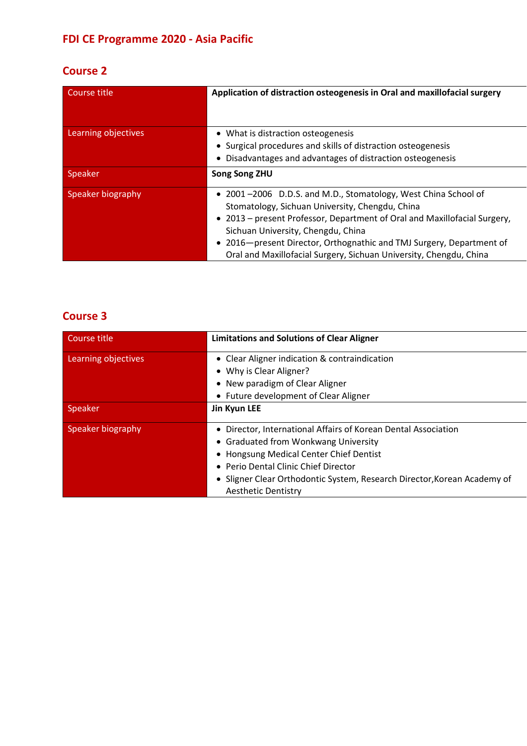## FDI CE Programme 2020 - Asia Pacific

### Course 2

| | |
|---|---|
| Course title | **Application of distraction osteogenesis in Oral and maxillofacial surgery** |
| Learning objectives | • What is distraction osteogenesis<br>• Surgical procedures and skills of distraction osteogenesis<br>• Disadvantages and advantages of distraction osteogenesis |
| Speaker | **Song Song ZHU** |
| Speaker biography | • 2001 –2006 D.D.S. and M.D., Stomatology, West China School of Stomatology, Sichuan University, Chengdu, China<br>• 2013 – present Professor, Department of Oral and Maxillofacial Surgery, Sichuan University, Chengdu, China<br>• 2016—present Director, Orthognathic and TMJ Surgery, Department of Oral and Maxillofacial Surgery, Sichuan University, Chengdu, China |

### Course 3

| | |
|---|---|
| Course title | **Limitations and Solutions of Clear Aligner** |
| Learning objectives | • Clear Aligner indication & contraindication<br>• Why is Clear Aligner?<br>• New paradigm of Clear Aligner<br>• Future development of Clear Aligner |
| Speaker | **Jin Kyun LEE** |
| Speaker biography | • Director, International Affairs of Korean Dental Association<br>• Graduated from Wonkwang University<br>• Hongsung Medical Center Chief Dentist<br>• Perio Dental Clinic Chief Director<br>• Sligner Clear Orthodontic System, Research Director,Korean Academy of Aesthetic Dentistry |